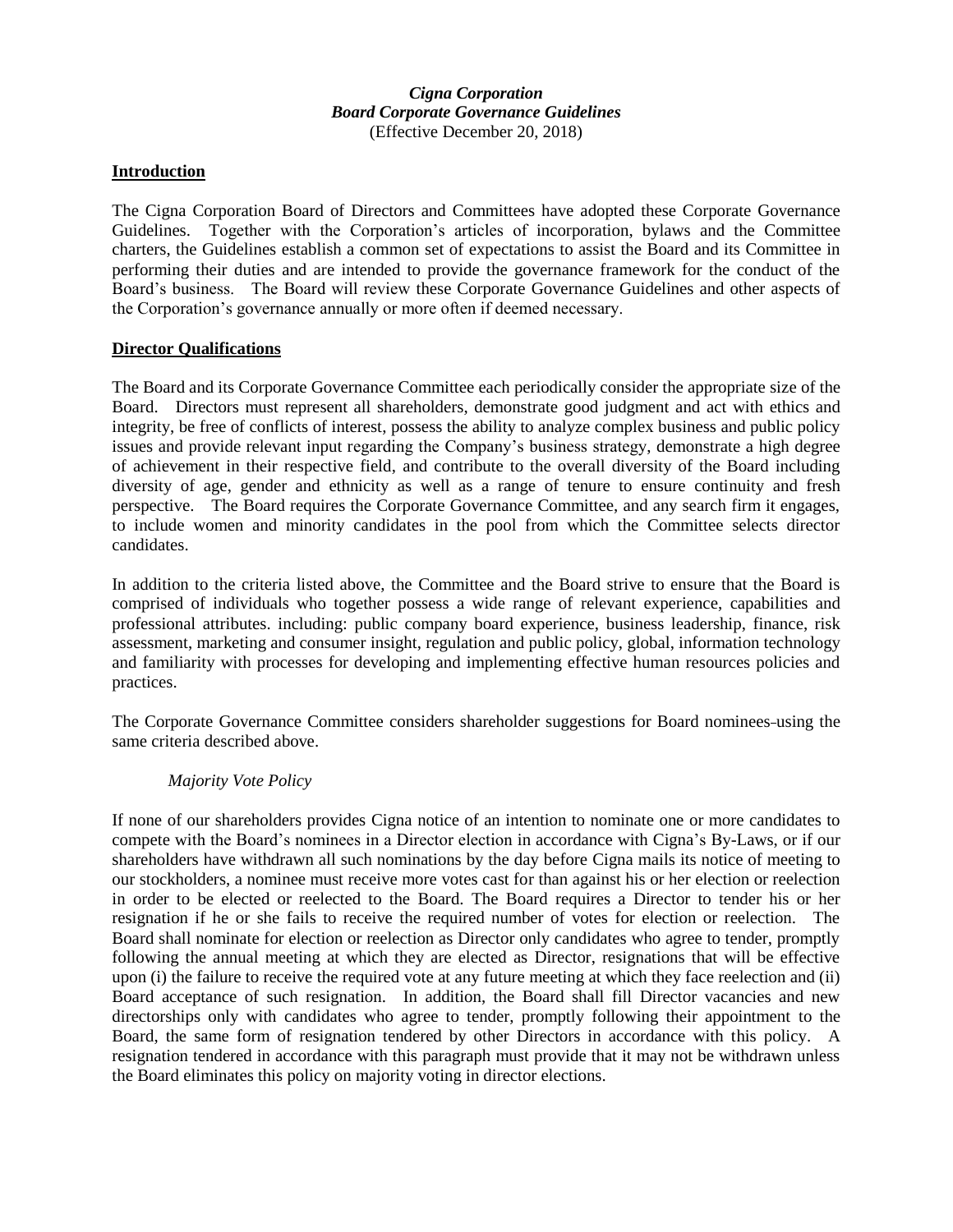***Cigna Corporation***
***Board Corporate Governance Guidelines***
(Effective December 20, 2018)

## Introduction

The Cigna Corporation Board of Directors and Committees have adopted these Corporate Governance Guidelines. Together with the Corporation's articles of incorporation, bylaws and the Committee charters, the Guidelines establish a common set of expectations to assist the Board and its Committee in performing their duties and are intended to provide the governance framework for the conduct of the Board's business. The Board will review these Corporate Governance Guidelines and other aspects of the Corporation's governance annually or more often if deemed necessary.

## Director Qualifications

The Board and its Corporate Governance Committee each periodically consider the appropriate size of the Board. Directors must represent all shareholders, demonstrate good judgment and act with ethics and integrity, be free of conflicts of interest, possess the ability to analyze complex business and public policy issues and provide relevant input regarding the Company's business strategy, demonstrate a high degree of achievement in their respective field, and contribute to the overall diversity of the Board including diversity of age, gender and ethnicity as well as a range of tenure to ensure continuity and fresh perspective. The Board requires the Corporate Governance Committee, and any search firm it engages, to include women and minority candidates in the pool from which the Committee selects director candidates.

In addition to the criteria listed above, the Committee and the Board strive to ensure that the Board is comprised of individuals who together possess a wide range of relevant experience, capabilities and professional attributes. including: public company board experience, business leadership, finance, risk assessment, marketing and consumer insight, regulation and public policy, global, information technology and familiarity with processes for developing and implementing effective human resources policies and practices.

The Corporate Governance Committee considers shareholder suggestions for Board nominees using the same criteria described above.

### *Majority Vote Policy*

If none of our shareholders provides Cigna notice of an intention to nominate one or more candidates to compete with the Board's nominees in a Director election in accordance with Cigna's By-Laws, or if our shareholders have withdrawn all such nominations by the day before Cigna mails its notice of meeting to our stockholders, a nominee must receive more votes cast for than against his or her election or reelection in order to be elected or reelected to the Board. The Board requires a Director to tender his or her resignation if he or she fails to receive the required number of votes for election or reelection. The Board shall nominate for election or reelection as Director only candidates who agree to tender, promptly following the annual meeting at which they are elected as Director, resignations that will be effective upon (i) the failure to receive the required vote at any future meeting at which they face reelection and (ii) Board acceptance of such resignation. In addition, the Board shall fill Director vacancies and new directorships only with candidates who agree to tender, promptly following their appointment to the Board, the same form of resignation tendered by other Directors in accordance with this policy. A resignation tendered in accordance with this paragraph must provide that it may not be withdrawn unless the Board eliminates this policy on majority voting in director elections.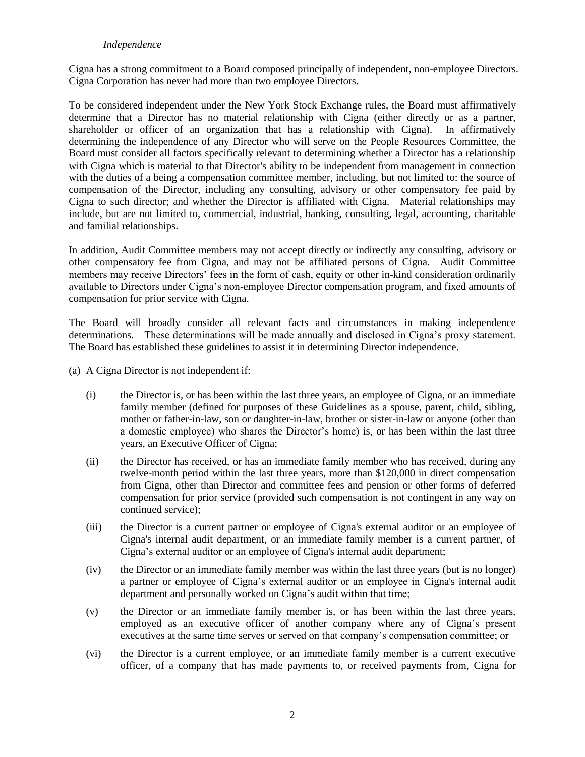*Independence*

Cigna has a strong commitment to a Board composed principally of independent, non-employee Directors. Cigna Corporation has never had more than two employee Directors.

To be considered independent under the New York Stock Exchange rules, the Board must affirmatively determine that a Director has no material relationship with Cigna (either directly or as a partner, shareholder or officer of an organization that has a relationship with Cigna). In affirmatively determining the independence of any Director who will serve on the People Resources Committee, the Board must consider all factors specifically relevant to determining whether a Director has a relationship with Cigna which is material to that Director's ability to be independent from management in connection with the duties of a being a compensation committee member, including, but not limited to: the source of compensation of the Director, including any consulting, advisory or other compensatory fee paid by Cigna to such director; and whether the Director is affiliated with Cigna. Material relationships may include, but are not limited to, commercial, industrial, banking, consulting, legal, accounting, charitable and familial relationships.

In addition, Audit Committee members may not accept directly or indirectly any consulting, advisory or other compensatory fee from Cigna, and may not be affiliated persons of Cigna. Audit Committee members may receive Directors' fees in the form of cash, equity or other in-kind consideration ordinarily available to Directors under Cigna's non-employee Director compensation program, and fixed amounts of compensation for prior service with Cigna.

The Board will broadly consider all relevant facts and circumstances in making independence determinations. These determinations will be made annually and disclosed in Cigna's proxy statement. The Board has established these guidelines to assist it in determining Director independence.

(a) A Cigna Director is not independent if:

(i) the Director is, or has been within the last three years, an employee of Cigna, or an immediate family member (defined for purposes of these Guidelines as a spouse, parent, child, sibling, mother or father-in-law, son or daughter-in-law, brother or sister-in-law or anyone (other than a domestic employee) who shares the Director's home) is, or has been within the last three years, an Executive Officer of Cigna;

(ii) the Director has received, or has an immediate family member who has received, during any twelve-month period within the last three years, more than \$120,000 in direct compensation from Cigna, other than Director and committee fees and pension or other forms of deferred compensation for prior service (provided such compensation is not contingent in any way on continued service);

(iii) the Director is a current partner or employee of Cigna's external auditor or an employee of Cigna's internal audit department, or an immediate family member is a current partner, of Cigna's external auditor or an employee of Cigna's internal audit department;

(iv) the Director or an immediate family member was within the last three years (but is no longer) a partner or employee of Cigna's external auditor or an employee in Cigna's internal audit department and personally worked on Cigna's audit within that time;

(v) the Director or an immediate family member is, or has been within the last three years, employed as an executive officer of another company where any of Cigna's present executives at the same time serves or served on that company's compensation committee; or

(vi) the Director is a current employee, or an immediate family member is a current executive officer, of a company that has made payments to, or received payments from, Cigna for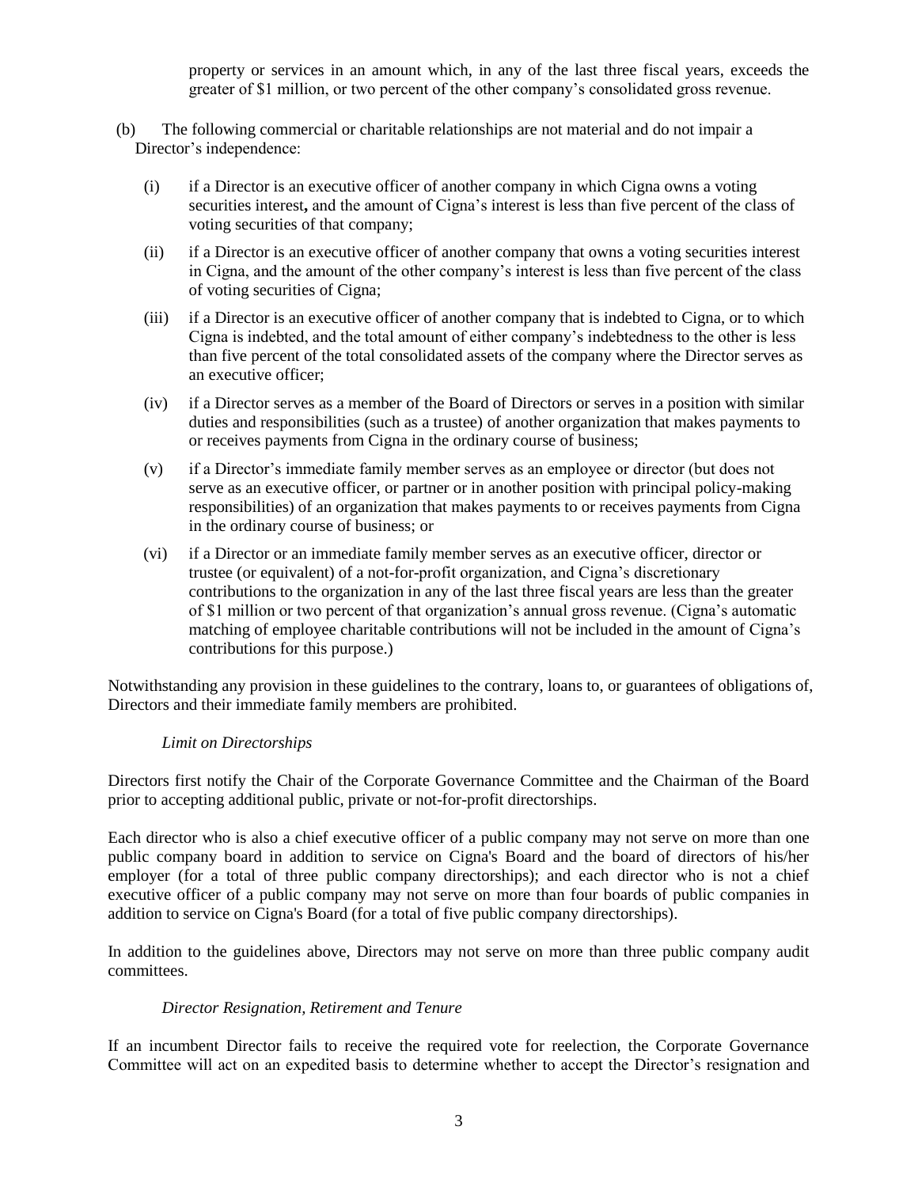property or services in an amount which, in any of the last three fiscal years, exceeds the greater of $1 million, or two percent of the other company's consolidated gross revenue.

(b) The following commercial or charitable relationships are not material and do not impair a Director's independence:

(i) if a Director is an executive officer of another company in which Cigna owns a voting securities interest**,** and the amount of Cigna's interest is less than five percent of the class of voting securities of that company;

(ii) if a Director is an executive officer of another company that owns a voting securities interest in Cigna, and the amount of the other company's interest is less than five percent of the class of voting securities of Cigna;

(iii) if a Director is an executive officer of another company that is indebted to Cigna, or to which Cigna is indebted, and the total amount of either company's indebtedness to the other is less than five percent of the total consolidated assets of the company where the Director serves as an executive officer;

(iv) if a Director serves as a member of the Board of Directors or serves in a position with similar duties and responsibilities (such as a trustee) of another organization that makes payments to or receives payments from Cigna in the ordinary course of business;

(v) if a Director's immediate family member serves as an employee or director (but does not serve as an executive officer, or partner or in another position with principal policy-making responsibilities) of an organization that makes payments to or receives payments from Cigna in the ordinary course of business; or

(vi) if a Director or an immediate family member serves as an executive officer, director or trustee (or equivalent) of a not-for-profit organization, and Cigna's discretionary contributions to the organization in any of the last three fiscal years are less than the greater of $1 million or two percent of that organization's annual gross revenue. (Cigna's automatic matching of employee charitable contributions will not be included in the amount of Cigna's contributions for this purpose.)

Notwithstanding any provision in these guidelines to the contrary, loans to, or guarantees of obligations of, Directors and their immediate family members are prohibited.

*Limit on Directorships*

Directors first notify the Chair of the Corporate Governance Committee and the Chairman of the Board prior to accepting additional public, private or not-for-profit directorships.

Each director who is also a chief executive officer of a public company may not serve on more than one public company board in addition to service on Cigna's Board and the board of directors of his/her employer (for a total of three public company directorships); and each director who is not a chief executive officer of a public company may not serve on more than four boards of public companies in addition to service on Cigna's Board (for a total of five public company directorships).

In addition to the guidelines above, Directors may not serve on more than three public company audit committees.

*Director Resignation, Retirement and Tenure*

If an incumbent Director fails to receive the required vote for reelection, the Corporate Governance Committee will act on an expedited basis to determine whether to accept the Director's resignation and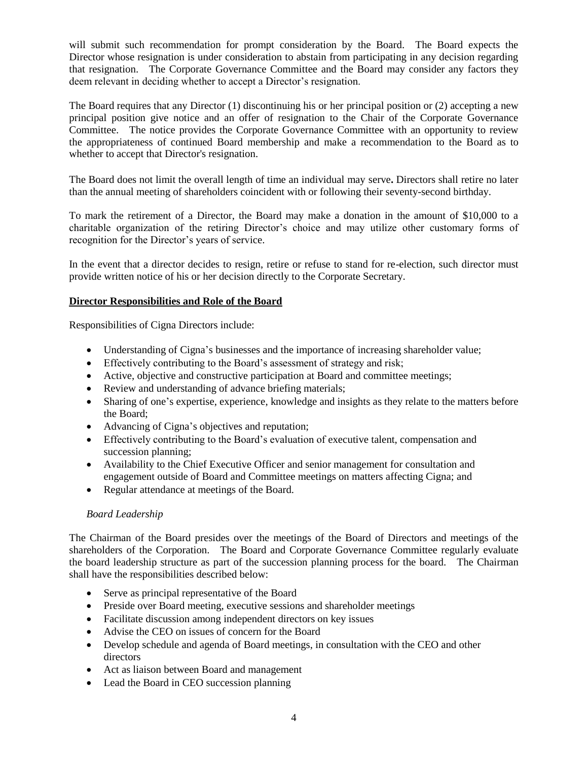will submit such recommendation for prompt consideration by the Board. The Board expects the Director whose resignation is under consideration to abstain from participating in any decision regarding that resignation. The Corporate Governance Committee and the Board may consider any factors they deem relevant in deciding whether to accept a Director's resignation.

The Board requires that any Director (1) discontinuing his or her principal position or (2) accepting a new principal position give notice and an offer of resignation to the Chair of the Corporate Governance Committee. The notice provides the Corporate Governance Committee with an opportunity to review the appropriateness of continued Board membership and make a recommendation to the Board as to whether to accept that Director's resignation.

The Board does not limit the overall length of time an individual may serve**.** Directors shall retire no later than the annual meeting of shareholders coincident with or following their seventy-second birthday.

To mark the retirement of a Director, the Board may make a donation in the amount of $10,000 to a charitable organization of the retiring Director's choice and may utilize other customary forms of recognition for the Director's years of service.

In the event that a director decides to resign, retire or refuse to stand for re-election, such director must provide written notice of his or her decision directly to the Corporate Secretary.

## Director Responsibilities and Role of the Board

Responsibilities of Cigna Directors include:

- Understanding of Cigna's businesses and the importance of increasing shareholder value;
- Effectively contributing to the Board's assessment of strategy and risk;
- Active, objective and constructive participation at Board and committee meetings;
- Review and understanding of advance briefing materials;
- Sharing of one's expertise, experience, knowledge and insights as they relate to the matters before the Board;
- Advancing of Cigna's objectives and reputation;
- Effectively contributing to the Board's evaluation of executive talent, compensation and succession planning;
- Availability to the Chief Executive Officer and senior management for consultation and engagement outside of Board and Committee meetings on matters affecting Cigna; and
- Regular attendance at meetings of the Board.

### *Board Leadership*

The Chairman of the Board presides over the meetings of the Board of Directors and meetings of the shareholders of the Corporation. The Board and Corporate Governance Committee regularly evaluate the board leadership structure as part of the succession planning process for the board. The Chairman shall have the responsibilities described below:

- Serve as principal representative of the Board
- Preside over Board meeting, executive sessions and shareholder meetings
- Facilitate discussion among independent directors on key issues
- Advise the CEO on issues of concern for the Board
- Develop schedule and agenda of Board meetings, in consultation with the CEO and other directors
- Act as liaison between Board and management
- Lead the Board in CEO succession planning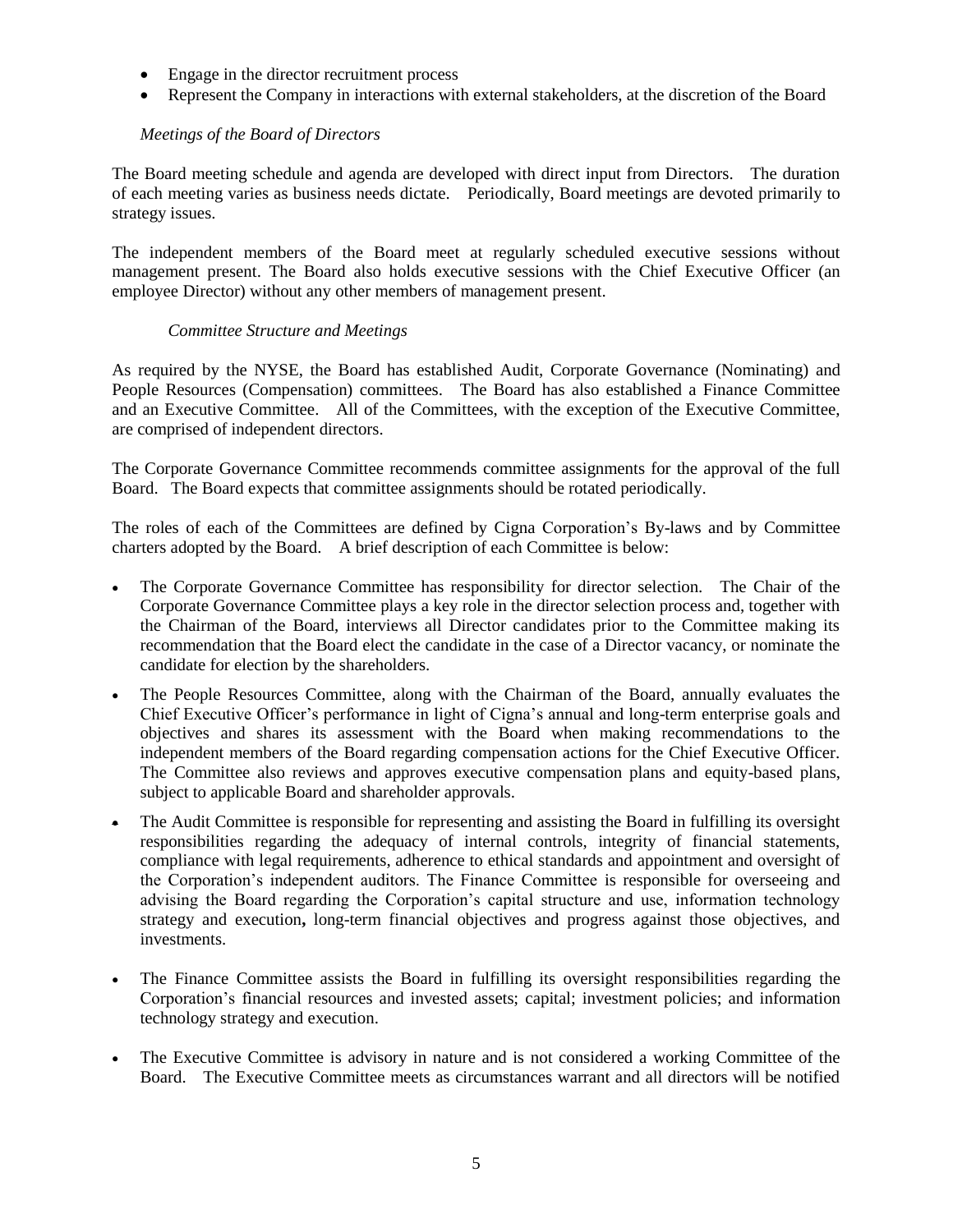- Engage in the director recruitment process
- Represent the Company in interactions with external stakeholders, at the discretion of the Board

*Meetings of the Board of Directors*

The Board meeting schedule and agenda are developed with direct input from Directors. The duration of each meeting varies as business needs dictate. Periodically, Board meetings are devoted primarily to strategy issues.

The independent members of the Board meet at regularly scheduled executive sessions without management present. The Board also holds executive sessions with the Chief Executive Officer (an employee Director) without any other members of management present.

*Committee Structure and Meetings*

As required by the NYSE, the Board has established Audit, Corporate Governance (Nominating) and People Resources (Compensation) committees. The Board has also established a Finance Committee and an Executive Committee. All of the Committees, with the exception of the Executive Committee, are comprised of independent directors.

The Corporate Governance Committee recommends committee assignments for the approval of the full Board. The Board expects that committee assignments should be rotated periodically.

The roles of each of the Committees are defined by Cigna Corporation's By-laws and by Committee charters adopted by the Board. A brief description of each Committee is below:

- The Corporate Governance Committee has responsibility for director selection. The Chair of the Corporate Governance Committee plays a key role in the director selection process and, together with the Chairman of the Board, interviews all Director candidates prior to the Committee making its recommendation that the Board elect the candidate in the case of a Director vacancy, or nominate the candidate for election by the shareholders.

- The People Resources Committee, along with the Chairman of the Board, annually evaluates the Chief Executive Officer's performance in light of Cigna's annual and long-term enterprise goals and objectives and shares its assessment with the Board when making recommendations to the independent members of the Board regarding compensation actions for the Chief Executive Officer. The Committee also reviews and approves executive compensation plans and equity-based plans, subject to applicable Board and shareholder approvals.

- The Audit Committee is responsible for representing and assisting the Board in fulfilling its oversight responsibilities regarding the adequacy of internal controls, integrity of financial statements, compliance with legal requirements, adherence to ethical standards and appointment and oversight of the Corporation's independent auditors. The Finance Committee is responsible for overseeing and advising the Board regarding the Corporation's capital structure and use, information technology strategy and execution**,** long-term financial objectives and progress against those objectives, and investments.

- The Finance Committee assists the Board in fulfilling its oversight responsibilities regarding the Corporation's financial resources and invested assets; capital; investment policies; and information technology strategy and execution.

- The Executive Committee is advisory in nature and is not considered a working Committee of the Board. The Executive Committee meets as circumstances warrant and all directors will be notified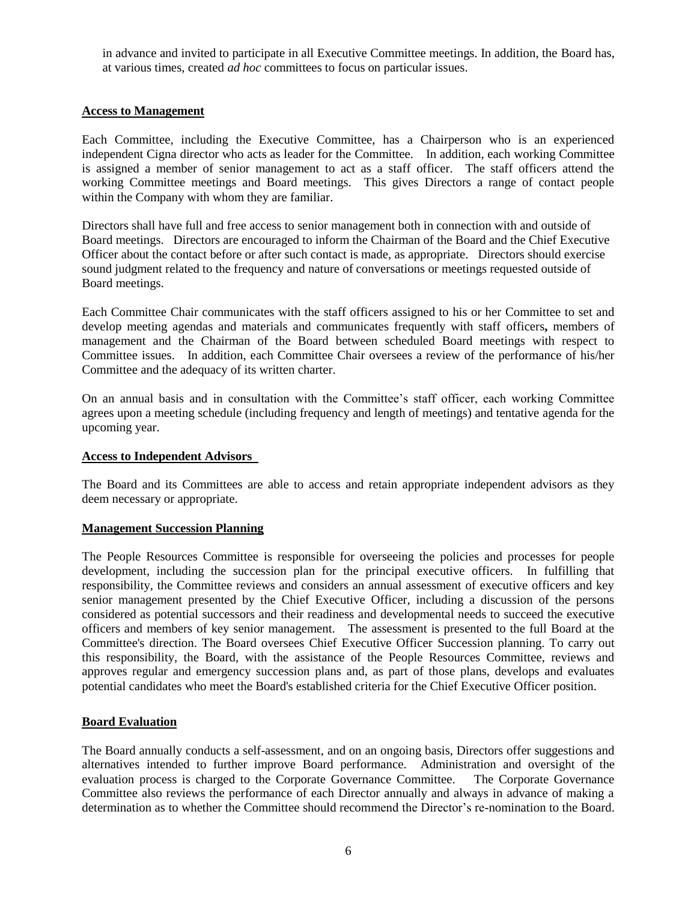in advance and invited to participate in all Executive Committee meetings. In addition, the Board has, at various times, created *ad hoc* committees to focus on particular issues.

**Access to Management**

Each Committee, including the Executive Committee, has a Chairperson who is an experienced independent Cigna director who acts as leader for the Committee. In addition, each working Committee is assigned a member of senior management to act as a staff officer. The staff officers attend the working Committee meetings and Board meetings. This gives Directors a range of contact people within the Company with whom they are familiar.

Directors shall have full and free access to senior management both in connection with and outside of Board meetings. Directors are encouraged to inform the Chairman of the Board and the Chief Executive Officer about the contact before or after such contact is made, as appropriate. Directors should exercise sound judgment related to the frequency and nature of conversations or meetings requested outside of Board meetings.

Each Committee Chair communicates with the staff officers assigned to his or her Committee to set and develop meeting agendas and materials and communicates frequently with staff officers**,** members of management and the Chairman of the Board between scheduled Board meetings with respect to Committee issues. In addition, each Committee Chair oversees a review of the performance of his/her Committee and the adequacy of its written charter.

On an annual basis and in consultation with the Committee's staff officer, each working Committee agrees upon a meeting schedule (including frequency and length of meetings) and tentative agenda for the upcoming year.

**Access to Independent Advisors**

The Board and its Committees are able to access and retain appropriate independent advisors as they deem necessary or appropriate.

**Management Succession Planning**

The People Resources Committee is responsible for overseeing the policies and processes for people development, including the succession plan for the principal executive officers. In fulfilling that responsibility, the Committee reviews and considers an annual assessment of executive officers and key senior management presented by the Chief Executive Officer, including a discussion of the persons considered as potential successors and their readiness and developmental needs to succeed the executive officers and members of key senior management. The assessment is presented to the full Board at the Committee's direction. The Board oversees Chief Executive Officer Succession planning. To carry out this responsibility, the Board, with the assistance of the People Resources Committee, reviews and approves regular and emergency succession plans and, as part of those plans, develops and evaluates potential candidates who meet the Board's established criteria for the Chief Executive Officer position.

**Board Evaluation**

The Board annually conducts a self-assessment, and on an ongoing basis, Directors offer suggestions and alternatives intended to further improve Board performance. Administration and oversight of the evaluation process is charged to the Corporate Governance Committee. The Corporate Governance Committee also reviews the performance of each Director annually and always in advance of making a determination as to whether the Committee should recommend the Director's re-nomination to the Board.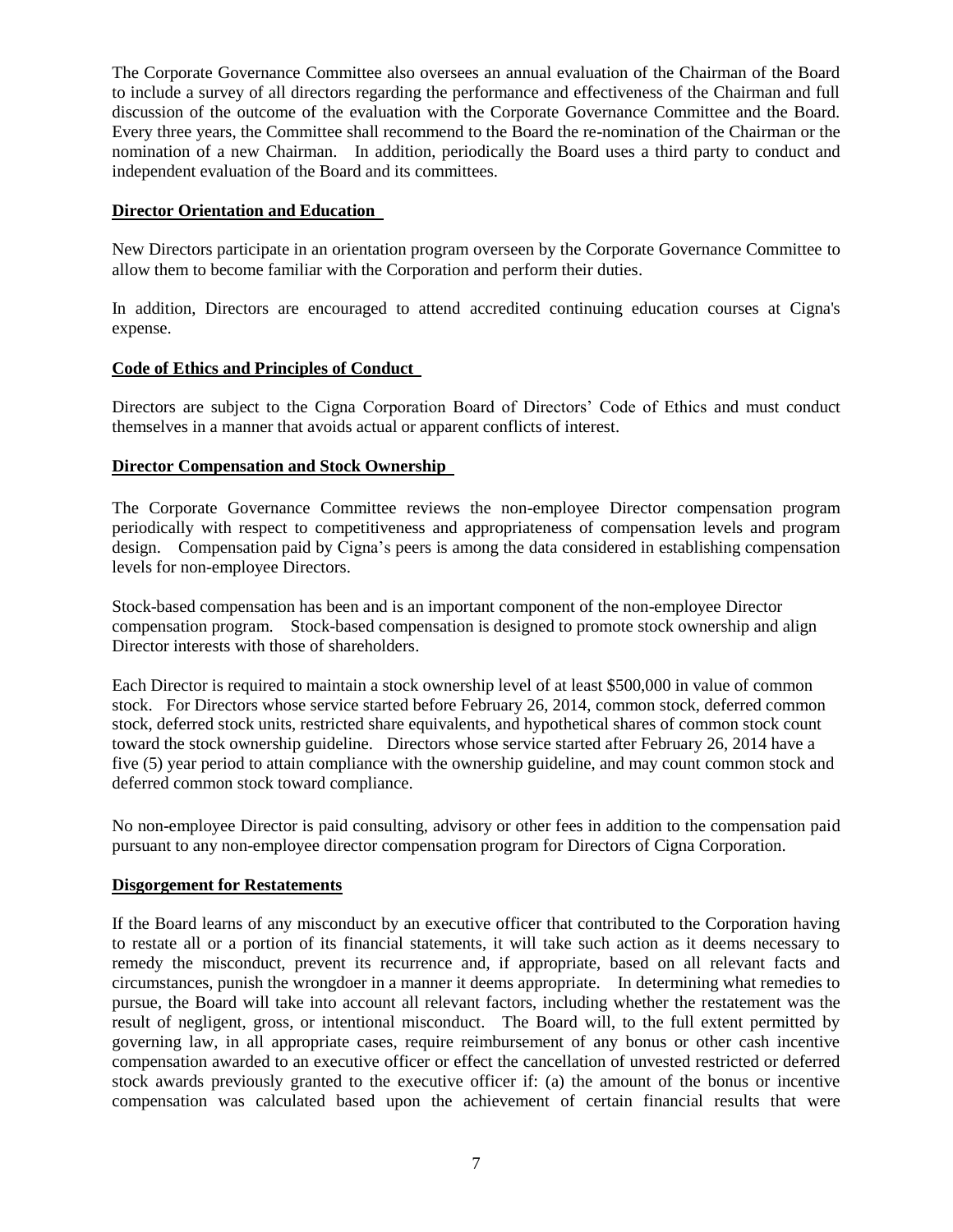The Corporate Governance Committee also oversees an annual evaluation of the Chairman of the Board to include a survey of all directors regarding the performance and effectiveness of the Chairman and full discussion of the outcome of the evaluation with the Corporate Governance Committee and the Board. Every three years, the Committee shall recommend to the Board the re-nomination of the Chairman or the nomination of a new Chairman. In addition, periodically the Board uses a third party to conduct and independent evaluation of the Board and its committees.

**Director Orientation and Education**

New Directors participate in an orientation program overseen by the Corporate Governance Committee to allow them to become familiar with the Corporation and perform their duties.

In addition, Directors are encouraged to attend accredited continuing education courses at Cigna's expense.

**Code of Ethics and Principles of Conduct**

Directors are subject to the Cigna Corporation Board of Directors' Code of Ethics and must conduct themselves in a manner that avoids actual or apparent conflicts of interest.

**Director Compensation and Stock Ownership**

The Corporate Governance Committee reviews the non-employee Director compensation program periodically with respect to competitiveness and appropriateness of compensation levels and program design. Compensation paid by Cigna's peers is among the data considered in establishing compensation levels for non-employee Directors.

Stock-based compensation has been and is an important component of the non-employee Director compensation program. Stock-based compensation is designed to promote stock ownership and align Director interests with those of shareholders.

Each Director is required to maintain a stock ownership level of at least $500,000 in value of common stock. For Directors whose service started before February 26, 2014, common stock, deferred common stock, deferred stock units, restricted share equivalents, and hypothetical shares of common stock count toward the stock ownership guideline. Directors whose service started after February 26, 2014 have a five (5) year period to attain compliance with the ownership guideline, and may count common stock and deferred common stock toward compliance.

No non-employee Director is paid consulting, advisory or other fees in addition to the compensation paid pursuant to any non-employee director compensation program for Directors of Cigna Corporation.

**Disgorgement for Restatements**

If the Board learns of any misconduct by an executive officer that contributed to the Corporation having to restate all or a portion of its financial statements, it will take such action as it deems necessary to remedy the misconduct, prevent its recurrence and, if appropriate, based on all relevant facts and circumstances, punish the wrongdoer in a manner it deems appropriate. In determining what remedies to pursue, the Board will take into account all relevant factors, including whether the restatement was the result of negligent, gross, or intentional misconduct. The Board will, to the full extent permitted by governing law, in all appropriate cases, require reimbursement of any bonus or other cash incentive compensation awarded to an executive officer or effect the cancellation of unvested restricted or deferred stock awards previously granted to the executive officer if: (a) the amount of the bonus or incentive compensation was calculated based upon the achievement of certain financial results that were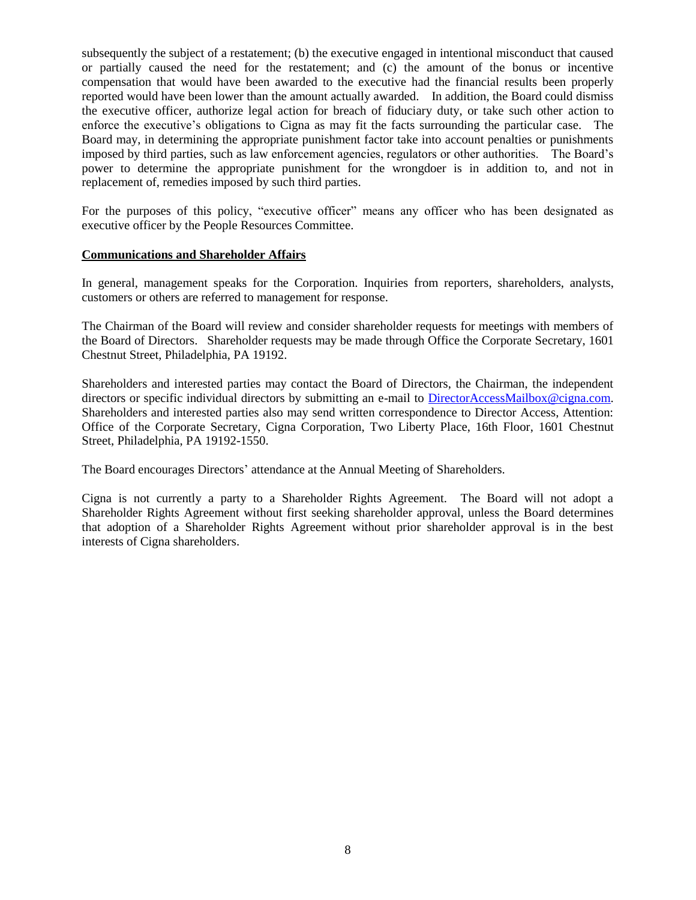subsequently the subject of a restatement; (b) the executive engaged in intentional misconduct that caused or partially caused the need for the restatement; and (c) the amount of the bonus or incentive compensation that would have been awarded to the executive had the financial results been properly reported would have been lower than the amount actually awarded. In addition, the Board could dismiss the executive officer, authorize legal action for breach of fiduciary duty, or take such other action to enforce the executive's obligations to Cigna as may fit the facts surrounding the particular case. The Board may, in determining the appropriate punishment factor take into account penalties or punishments imposed by third parties, such as law enforcement agencies, regulators or other authorities. The Board's power to determine the appropriate punishment for the wrongdoer is in addition to, and not in replacement of, remedies imposed by such third parties.

For the purposes of this policy, "executive officer" means any officer who has been designated as executive officer by the People Resources Committee.

**Communications and Shareholder Affairs**

In general, management speaks for the Corporation. Inquiries from reporters, shareholders, analysts, customers or others are referred to management for response.

The Chairman of the Board will review and consider shareholder requests for meetings with members of the Board of Directors. Shareholder requests may be made through Office the Corporate Secretary, 1601 Chestnut Street, Philadelphia, PA 19192.

Shareholders and interested parties may contact the Board of Directors, the Chairman, the independent directors or specific individual directors by submitting an e-mail to DirectorAccessMailbox@cigna.com. Shareholders and interested parties also may send written correspondence to Director Access, Attention: Office of the Corporate Secretary, Cigna Corporation, Two Liberty Place, 16th Floor, 1601 Chestnut Street, Philadelphia, PA 19192-1550.

The Board encourages Directors' attendance at the Annual Meeting of Shareholders.

Cigna is not currently a party to a Shareholder Rights Agreement. The Board will not adopt a Shareholder Rights Agreement without first seeking shareholder approval, unless the Board determines that adoption of a Shareholder Rights Agreement without prior shareholder approval is in the best interests of Cigna shareholders.